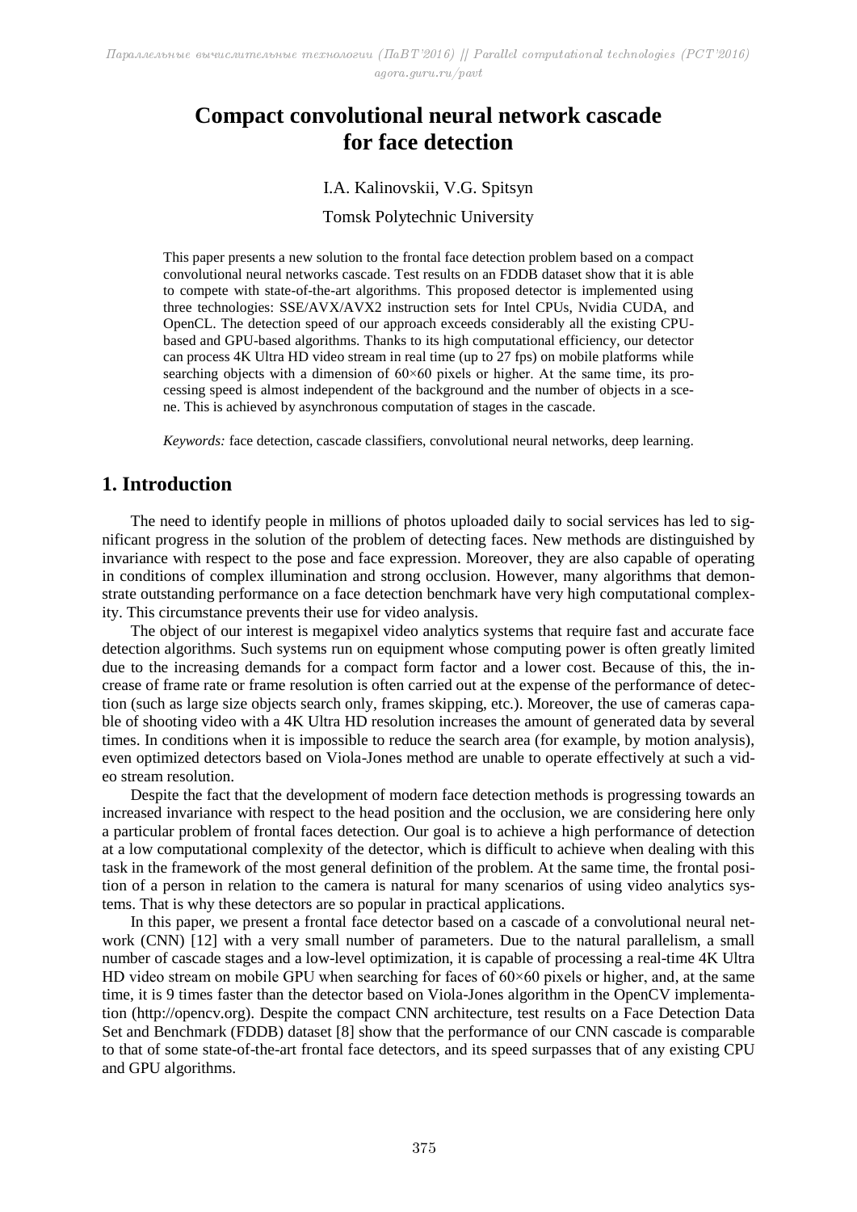# Compact convolutional neural network cascade for face detection

I.A. Kalinovskii, V.G. Spitsyn

Tomsk Polytechnic University

This paper presents a new solution to the frontal face detection problem based on a compact convolutional neural networks cascade. Test results on an FDDB dataset show that it is able to compete with state-of-the-art algorithms. This proposed detector is implemented using three technologies: SSE/AVX/AVX2 instruction sets for Intel CPUs, Nvidia CUDA, and OpenCL. The detection speed of our approach exceeds considerably all the existing CPU-based and GPU-based algorithms. Thanks to its high computational efficiency, our detector can process 4K Ultra HD video stream in real time (up to 27 fps) on mobile platforms while searching objects with a dimension of 60×60 pixels or higher. At the same time, its processing speed is almost independent of the background and the number of objects in a scene. This is achieved by asynchronous computation of stages in the cascade.

*Keywords:* face detection, cascade classifiers, convolutional neural networks, deep learning.

## 1. Introduction

The need to identify people in millions of photos uploaded daily to social services has led to significant progress in the solution of the problem of detecting faces. New methods are distinguished by invariance with respect to the pose and face expression. Moreover, they are also capable of operating in conditions of complex illumination and strong occlusion. However, many algorithms that demonstrate outstanding performance on a face detection benchmark have very high computational complexity. This circumstance prevents their use for video analysis.

The object of our interest is megapixel video analytics systems that require fast and accurate face detection algorithms. Such systems run on equipment whose computing power is often greatly limited due to the increasing demands for a compact form factor and a lower cost. Because of this, the increase of frame rate or frame resolution is often carried out at the expense of the performance of detection (such as large size objects search only, frames skipping, etc.). Moreover, the use of cameras capable of shooting video with a 4K Ultra HD resolution increases the amount of generated data by several times. In conditions when it is impossible to reduce the search area (for example, by motion analysis), even optimized detectors based on Viola-Jones method are unable to operate effectively at such a video stream resolution.

Despite the fact that the development of modern face detection methods is progressing towards an increased invariance with respect to the head position and the occlusion, we are considering here only a particular problem of frontal faces detection. Our goal is to achieve a high performance of detection at a low computational complexity of the detector, which is difficult to achieve when dealing with this task in the framework of the most general definition of the problem. At the same time, the frontal position of a person in relation to the camera is natural for many scenarios of using video analytics systems. That is why these detectors are so popular in practical applications.

In this paper, we present a frontal face detector based on a cascade of a convolutional neural network (CNN) [12] with a very small number of parameters. Due to the natural parallelism, a small number of cascade stages and a low-level optimization, it is capable of processing a real-time 4K Ultra HD video stream on mobile GPU when searching for faces of 60×60 pixels or higher, and, at the same time, it is 9 times faster than the detector based on Viola-Jones algorithm in the OpenCV implementation (http://opencv.org). Despite the compact CNN architecture, test results on a Face Detection Data Set and Benchmark (FDDB) dataset [8] show that the performance of our CNN cascade is comparable to that of some state-of-the-art frontal face detectors, and its speed surpasses that of any existing CPU and GPU algorithms.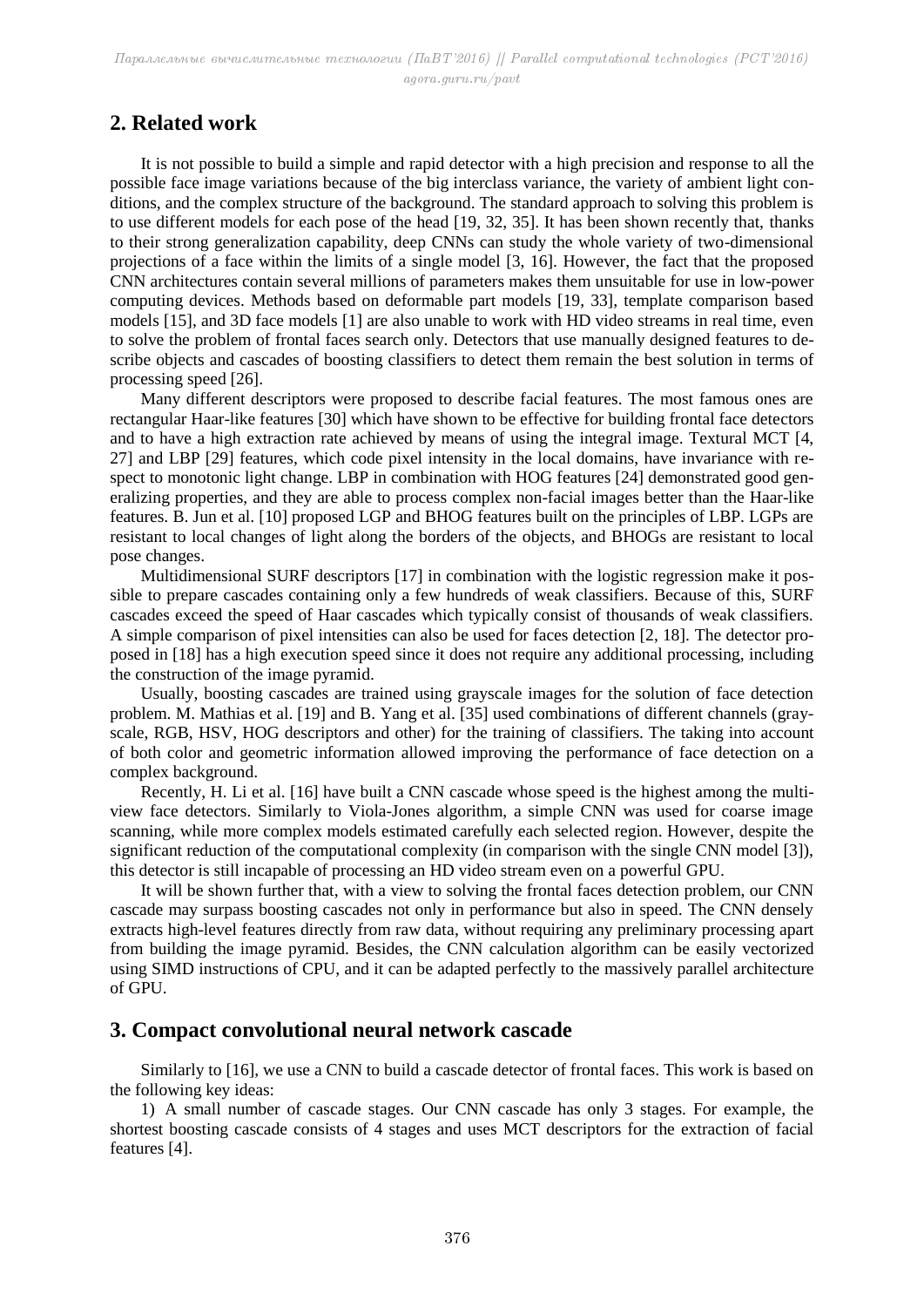## 2. Related work

It is not possible to build a simple and rapid detector with a high precision and response to all the possible face image variations because of the big interclass variance, the variety of ambient light conditions, and the complex structure of the background. The standard approach to solving this problem is to use different models for each pose of the head [19, 32, 35]. It has been shown recently that, thanks to their strong generalization capability, deep CNNs can study the whole variety of two-dimensional projections of a face within the limits of a single model [3, 16]. However, the fact that the proposed CNN architectures contain several millions of parameters makes them unsuitable for use in low-power computing devices. Methods based on deformable part models [19, 33], template comparison based models [15], and 3D face models [1] are also unable to work with HD video streams in real time, even to solve the problem of frontal faces search only. Detectors that use manually designed features to describe objects and cascades of boosting classifiers to detect them remain the best solution in terms of processing speed [26].

Many different descriptors were proposed to describe facial features. The most famous ones are rectangular Haar-like features [30] which have shown to be effective for building frontal face detectors and to have a high extraction rate achieved by means of using the integral image. Textural MCT [4, 27] and LBP [29] features, which code pixel intensity in the local domains, have invariance with respect to monotonic light change. LBP in combination with HOG features [24] demonstrated good generalizing properties, and they are able to process complex non-facial images better than the Haar-like features. B. Jun et al. [10] proposed LGP and BHOG features built on the principles of LBP. LGPs are resistant to local changes of light along the borders of the objects, and BHOGs are resistant to local pose changes.

Multidimensional SURF descriptors [17] in combination with the logistic regression make it possible to prepare cascades containing only a few hundreds of weak classifiers. Because of this, SURF cascades exceed the speed of Haar cascades which typically consist of thousands of weak classifiers. A simple comparison of pixel intensities can also be used for faces detection [2, 18]. The detector proposed in [18] has a high execution speed since it does not require any additional processing, including the construction of the image pyramid.

Usually, boosting cascades are trained using grayscale images for the solution of face detection problem. M. Mathias et al. [19] and B. Yang et al. [35] used combinations of different channels (grayscale, RGB, HSV, HOG descriptors and other) for the training of classifiers. The taking into account of both color and geometric information allowed improving the performance of face detection on a complex background.

Recently, H. Li et al. [16] have built a CNN cascade whose speed is the highest among the multiview face detectors. Similarly to Viola-Jones algorithm, a simple CNN was used for coarse image scanning, while more complex models estimated carefully each selected region. However, despite the significant reduction of the computational complexity (in comparison with the single CNN model [3]), this detector is still incapable of processing an HD video stream even on a powerful GPU.

It will be shown further that, with a view to solving the frontal faces detection problem, our CNN cascade may surpass boosting cascades not only in performance but also in speed. The CNN densely extracts high-level features directly from raw data, without requiring any preliminary processing apart from building the image pyramid. Besides, the CNN calculation algorithm can be easily vectorized using SIMD instructions of CPU, and it can be adapted perfectly to the massively parallel architecture of GPU.

## 3. Compact convolutional neural network cascade

Similarly to [16], we use a CNN to build a cascade detector of frontal faces. This work is based on the following key ideas:

1) A small number of cascade stages. Our CNN cascade has only 3 stages. For example, the shortest boosting cascade consists of 4 stages and uses MCT descriptors for the extraction of facial features [4].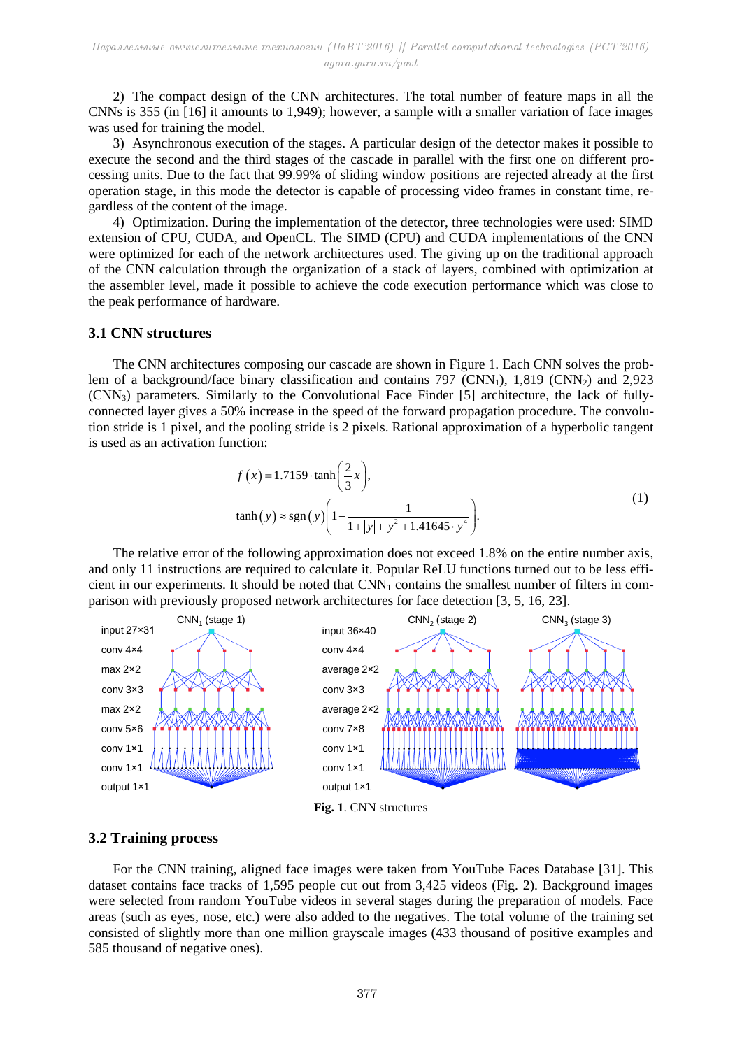2) The compact design of the CNN architectures. The total number of feature maps in all the CNNs is 355 (in [16] it amounts to 1,949); however, a sample with a smaller variation of face images was used for training the model.

3) Asynchronous execution of the stages. A particular design of the detector makes it possible to execute the second and the third stages of the cascade in parallel with the first one on different processing units. Due to the fact that 99.99% of sliding window positions are rejected already at the first operation stage, in this mode the detector is capable of processing video frames in constant time, regardless of the content of the image.

4) Optimization. During the implementation of the detector, three technologies were used: SIMD extension of CPU, CUDA, and OpenCL. The SIMD (CPU) and CUDA implementations of the CNN were optimized for each of the network architectures used. The giving up on the traditional approach of the CNN calculation through the organization of a stack of layers, combined with optimization at the assembler level, made it possible to achieve the code execution performance which was close to the peak performance of hardware.

### 3.1 CNN structures

The CNN architectures composing our cascade are shown in Figure 1. Each CNN solves the problem of a background/face binary classification and contains 797 ($CNN_1$), 1,819 ($CNN_2$) and 2,923 ($CNN_3$) parameters. Similarly to the Convolutional Face Finder [5] architecture, the lack of fully-connected layer gives a 50% increase in the speed of the forward propagation procedure. The convolution stride is 1 pixel, and the pooling stride is 2 pixels. Rational approximation of a hyperbolic tangent is used as an activation function:

$$f(x) = 1.7159 \cdot \tanh\left(\frac{2}{3}x\right),$$
$$\tanh(y) \approx \operatorname{sgn}(y)\left(1 - \frac{1}{1 + |y| + y^2 + 1.41645 \cdot y^4}\right). \tag{1}$$

The relative error of the following approximation does not exceed 1.8% on the entire number axis, and only 11 instructions are required to calculate it. Popular ReLU functions turned out to be less efficient in our experiments. It should be noted that $CNN_1$ contains the smallest number of filters in comparison with previously proposed network architectures for face detection [3, 5, 16, 23].

$CNN_1$ (stage 1): input 27×31, conv 4×4, max 2×2, conv 3×3, max 2×2, conv 5×6, conv 1×1, conv 1×1, output 1×1

$CNN_2$ (stage 2), $CNN_3$ (stage 3): input 36×40, conv 4×4, average 2×2, conv 3×3, average 2×2, conv 7×8, conv 1×1, conv 1×1, output 1×1

**Fig. 1**. CNN structures

### 3.2 Training process

For the CNN training, aligned face images were taken from YouTube Faces Database [31]. This dataset contains face tracks of 1,595 people cut out from 3,425 videos (Fig. 2). Background images were selected from random YouTube videos in several stages during the preparation of models. Face areas (such as eyes, nose, etc.) were also added to the negatives. The total volume of the training set consisted of slightly more than one million grayscale images (433 thousand of positive examples and 585 thousand of negative ones).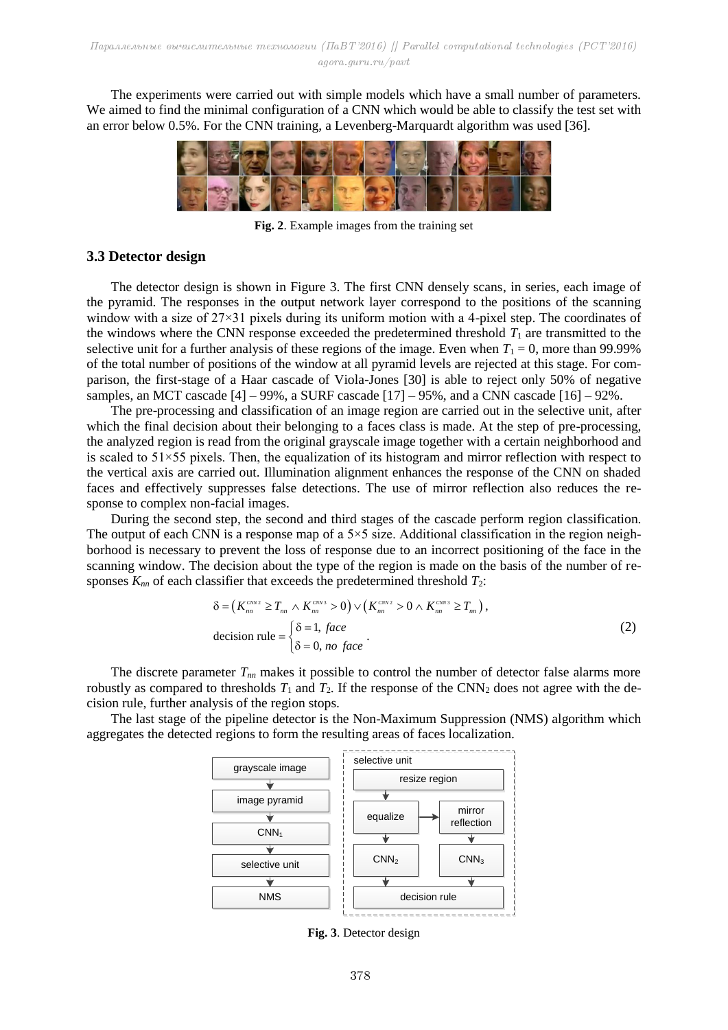The experiments were carried out with simple models which have a small number of parameters. We aimed to find the minimal configuration of a CNN which would be able to classify the test set with an error below 0.5%. For the CNN training, a Levenberg-Marquardt algorithm was used [36].

**Fig. 2**. Example images from the training set

### 3.3 Detector design

The detector design is shown in Figure 3. The first CNN densely scans, in series, each image of the pyramid. The responses in the output network layer correspond to the positions of the scanning window with a size of 27×31 pixels during its uniform motion with a 4-pixel step. The coordinates of the windows where the CNN response exceeded the predetermined threshold $T_1$ are transmitted to the selective unit for a further analysis of these regions of the image. Even when $T_1 = 0$, more than 99.99% of the total number of positions of the window at all pyramid levels are rejected at this stage. For comparison, the first-stage of a Haar cascade of Viola-Jones [30] is able to reject only 50% of negative samples, an MCT cascade [4] – 99%, a SURF cascade [17] – 95%, and a CNN cascade [16] – 92%.

The pre-processing and classification of an image region are carried out in the selective unit, after which the final decision about their belonging to a faces class is made. At the step of pre-processing, the analyzed region is read from the original grayscale image together with a certain neighborhood and is scaled to 51×55 pixels. Then, the equalization of its histogram and mirror reflection with respect to the vertical axis are carried out. Illumination alignment enhances the response of the CNN on shaded faces and effectively suppresses false detections. The use of mirror reflection also reduces the response to complex non-facial images.

During the second step, the second and third stages of the cascade perform region classification. The output of each CNN is a response map of a 5×5 size. Additional classification in the region neighborhood is necessary to prevent the loss of response due to an incorrect positioning of the face in the scanning window. The decision about the type of the region is made on the basis of the number of responses $K_{nn}$ of each classifier that exceeds the predetermined threshold $T_2$:

$$\delta = \left(K_{nn}^{CNN2} \geq T_{nn} \wedge K_{nn}^{CNN3} > 0\right) \vee \left(K_{nn}^{CNN2} > 0 \wedge K_{nn}^{CNN3} \geq T_{nn}\right),$$
$$\text{decision rule} = \begin{cases} \delta = 1, \; face \\ \delta = 0, \; no\ face \end{cases}. \tag{2}$$

The discrete parameter $T_{nn}$ makes it possible to control the number of detector false alarms more robustly as compared to thresholds $T_1$ and $T_2$. If the response of the $\text{CNN}_2$ does not agree with the decision rule, further analysis of the region stops.

The last stage of the pipeline detector is the Non-Maximum Suppression (NMS) algorithm which aggregates the detected regions to form the resulting areas of faces localization.

**Fig. 3**. Detector design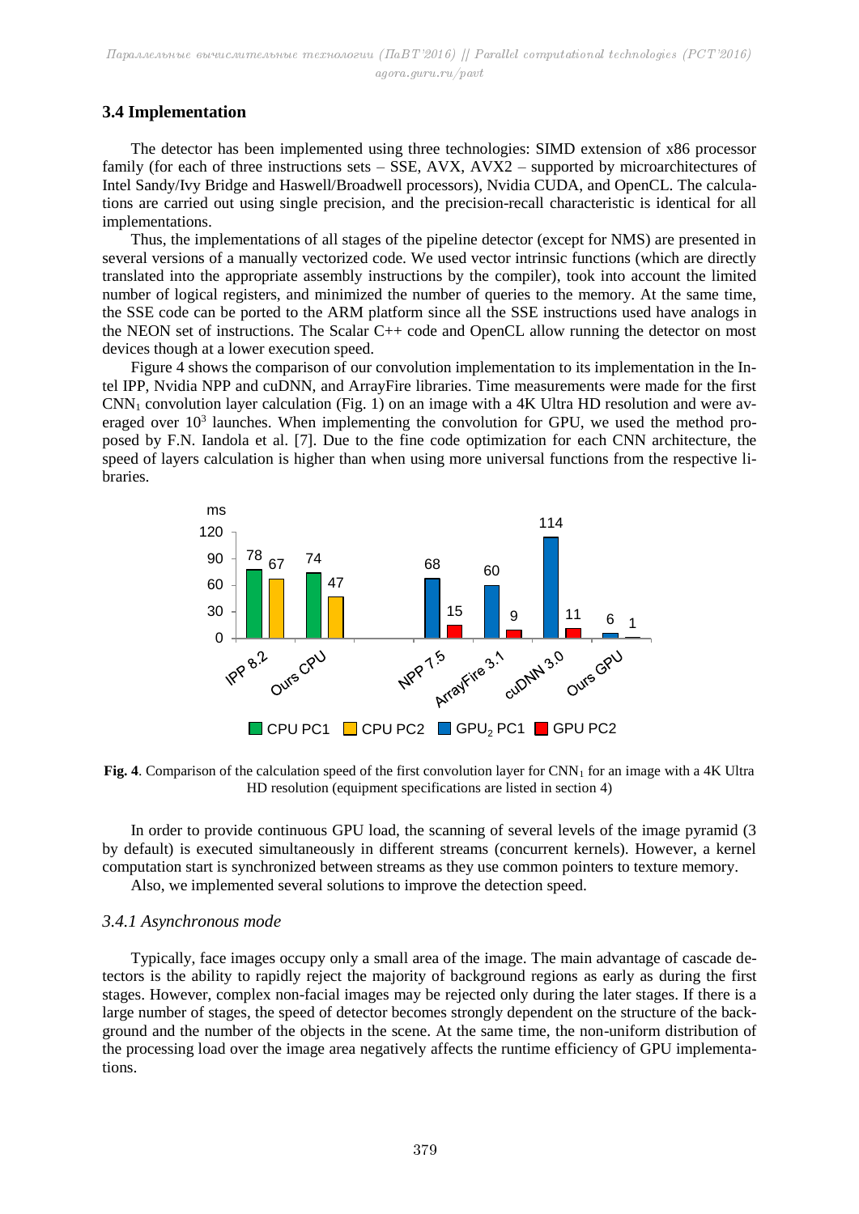## 3.4 Implementation

The detector has been implemented using three technologies: SIMD extension of x86 processor family (for each of three instructions sets – SSE, AVX, AVX2 – supported by microarchitectures of Intel Sandy/Ivy Bridge and Haswell/Broadwell processors), Nvidia CUDA, and OpenCL. The calculations are carried out using single precision, and the precision-recall characteristic is identical for all implementations.

Thus, the implementations of all stages of the pipeline detector (except for NMS) are presented in several versions of a manually vectorized code. We used vector intrinsic functions (which are directly translated into the appropriate assembly instructions by the compiler), took into account the limited number of logical registers, and minimized the number of queries to the memory. At the same time, the SSE code can be ported to the ARM platform since all the SSE instructions used have analogs in the NEON set of instructions. The Scalar C++ code and OpenCL allow running the detector on most devices though at a lower execution speed.

Figure 4 shows the comparison of our convolution implementation to its implementation in the Intel IPP, Nvidia NPP and cuDNN, and ArrayFire libraries. Time measurements were made for the first $CNN_1$ convolution layer calculation (Fig. 1) on an image with a 4K Ultra HD resolution and were averaged over $10^3$ launches. When implementing the convolution for GPU, we used the method proposed by F.N. Iandola et al. [7]. Due to the fine code optimization for each CNN architecture, the speed of layers calculation is higher than when using more universal functions from the respective libraries.

| ms | CPU PC1 | CPU PC2 | $GPU_2$ PC1 | GPU PC2 |
|---|---|---|---|---|
| IPP 8.2 | 78 | 67 | | |
| Ours CPU | 74 | 47 | | |
| NPP 7.5 | | | 68 | 15 |
| ArrayFire 3.1 | | | 60 | 9 |
| cuDNN 3.0 | | | 114 | 11 |
| Ours GPU | | | 6 | 1 |

**Fig. 4**. Comparison of the calculation speed of the first convolution layer for $CNN_1$ for an image with a 4K Ultra HD resolution (equipment specifications are listed in section 4)

In order to provide continuous GPU load, the scanning of several levels of the image pyramid (3 by default) is executed simultaneously in different streams (concurrent kernels). However, a kernel computation start is synchronized between streams as they use common pointers to texture memory.

Also, we implemented several solutions to improve the detection speed.

### *3.4.1 Asynchronous mode*

Typically, face images occupy only a small area of the image. The main advantage of cascade detectors is the ability to rapidly reject the majority of background regions as early as during the first stages. However, complex non-facial images may be rejected only during the later stages. If there is a large number of stages, the speed of detector becomes strongly dependent on the structure of the background and the number of the objects in the scene. At the same time, the non-uniform distribution of the processing load over the image area negatively affects the runtime efficiency of GPU implementations.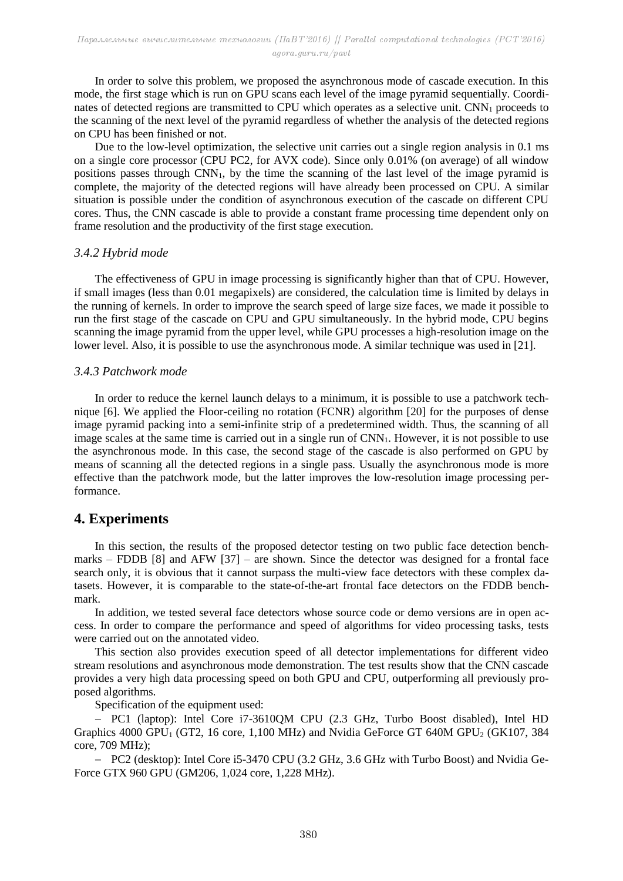In order to solve this problem, we proposed the asynchronous mode of cascade execution. In this mode, the first stage which is run on GPU scans each level of the image pyramid sequentially. Coordinates of detected regions are transmitted to CPU which operates as a selective unit. $CNN_1$ proceeds to the scanning of the next level of the pyramid regardless of whether the analysis of the detected regions on CPU has been finished or not.

Due to the low-level optimization, the selective unit carries out a single region analysis in 0.1 ms on a single core processor (CPU PC2, for AVX code). Since only 0.01% (on average) of all window positions passes through $CNN_1$, by the time the scanning of the last level of the image pyramid is complete, the majority of the detected regions will have already been processed on CPU. A similar situation is possible under the condition of asynchronous execution of the cascade on different CPU cores. Thus, the CNN cascade is able to provide a constant frame processing time dependent only on frame resolution and the productivity of the first stage execution.

### *3.4.2 Hybrid mode*

The effectiveness of GPU in image processing is significantly higher than that of CPU. However, if small images (less than 0.01 megapixels) are considered, the calculation time is limited by delays in the running of kernels. In order to improve the search speed of large size faces, we made it possible to run the first stage of the cascade on CPU and GPU simultaneously. In the hybrid mode, CPU begins scanning the image pyramid from the upper level, while GPU processes a high-resolution image on the lower level. Also, it is possible to use the asynchronous mode. A similar technique was used in [21].

### *3.4.3 Patchwork mode*

In order to reduce the kernel launch delays to a minimum, it is possible to use a patchwork technique [6]. We applied the Floor-ceiling no rotation (FCNR) algorithm [20] for the purposes of dense image pyramid packing into a semi-infinite strip of a predetermined width. Thus, the scanning of all image scales at the same time is carried out in a single run of $CNN_1$. However, it is not possible to use the asynchronous mode. In this case, the second stage of the cascade is also performed on GPU by means of scanning all the detected regions in a single pass. Usually the asynchronous mode is more effective than the patchwork mode, but the latter improves the low-resolution image processing performance.

## 4. Experiments

In this section, the results of the proposed detector testing on two public face detection benchmarks – FDDB [8] and AFW [37] – are shown. Since the detector was designed for a frontal face search only, it is obvious that it cannot surpass the multi-view face detectors with these complex datasets. However, it is comparable to the state-of-the-art frontal face detectors on the FDDB benchmark.

In addition, we tested several face detectors whose source code or demo versions are in open access. In order to compare the performance and speed of algorithms for video processing tasks, tests were carried out on the annotated video.

This section also provides execution speed of all detector implementations for different video stream resolutions and asynchronous mode demonstration. The test results show that the CNN cascade provides a very high data processing speed on both GPU and CPU, outperforming all previously proposed algorithms.

Specification of the equipment used:

– PC1 (laptop): Intel Core i7-3610QM CPU (2.3 GHz, Turbo Boost disabled), Intel HD Graphics 4000 $GPU_1$ (GT2, 16 core, 1,100 MHz) and Nvidia GeForce GT 640M $GPU_2$ (GK107, 384 core, 709 MHz);

– PC2 (desktop): Intel Core i5-3470 CPU (3.2 GHz, 3.6 GHz with Turbo Boost) and Nvidia GeForce GTX 960 GPU (GM206, 1,024 core, 1,228 MHz).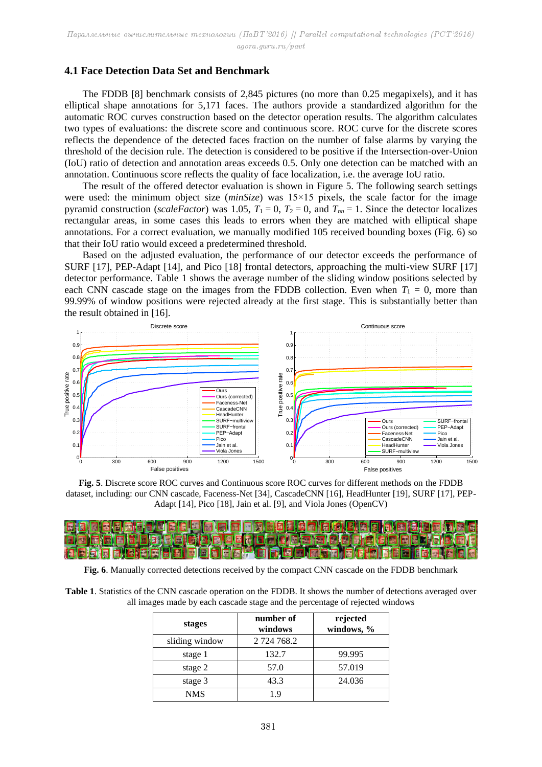### 4.1 Face Detection Data Set and Benchmark

The FDDB [8] benchmark consists of 2,845 pictures (no more than 0.25 megapixels), and it has elliptical shape annotations for 5,171 faces. The authors provide a standardized algorithm for the automatic ROC curves construction based on the detector operation results. The algorithm calculates two types of evaluations: the discrete score and continuous score. ROC curve for the discrete scores reflects the dependence of the detected faces fraction on the number of false alarms by varying the threshold of the decision rule. The detection is considered to be positive if the Intersection-over-Union (IoU) ratio of detection and annotation areas exceeds 0.5. Only one detection can be matched with an annotation. Continuous score reflects the quality of face localization, i.e. the average IoU ratio.

The result of the offered detector evaluation is shown in Figure 5. The following search settings were used: the minimum object size (*minSize*) was 15×15 pixels, the scale factor for the image pyramid construction (*scaleFactor*) was 1.05, $T_1 = 0$, $T_2 = 0$, and $T_{nn} = 1$. Since the detector localizes rectangular areas, in some cases this leads to errors when they are matched with elliptical shape annotations. For a correct evaluation, we manually modified 105 received bounding boxes (Fig. 6) so that their IoU ratio would exceed a predetermined threshold.

Based on the adjusted evaluation, the performance of our detector exceeds the performance of SURF [17], PEP-Adapt [14], and Pico [18] frontal detectors, approaching the multi-view SURF [17] detector performance. Table 1 shows the average number of the sliding window positions selected by each CNN cascade stage on the images from the FDDB collection. Even when $T_1 = 0$, more than 99.99% of window positions were rejected already at the first stage. This is substantially better than the result obtained in [16].

**Fig. 5**. Discrete score ROC curves and Continuous score ROC curves for different methods on the FDDB dataset, including: our CNN cascade, Faceness-Net [34], CascadeCNN [16], HeadHunter [19], SURF [17], PEP-Adapt [14], Pico [18], Jain et al. [9], and Viola Jones (OpenCV)

**Fig. 6**. Manually corrected detections received by the compact CNN cascade on the FDDB benchmark

**Table 1**. Statistics of the CNN cascade operation on the FDDB. It shows the number of detections averaged over all images made by each cascade stage and the percentage of rejected windows

| stages | number of windows | rejected windows, % |
|---|---|---|
| sliding window | 2 724 768.2 | |
| stage 1 | 132.7 | 99.995 |
| stage 2 | 57.0 | 57.019 |
| stage 3 | 43.3 | 24.036 |
| NMS | 1.9 | |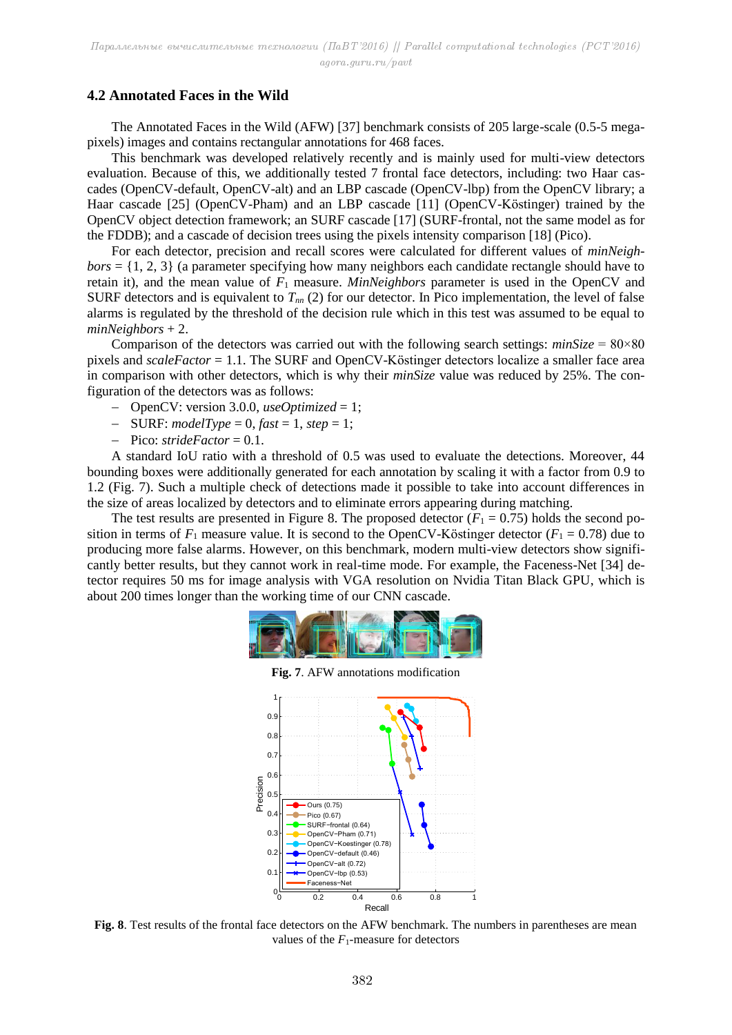### 4.2 Annotated Faces in the Wild

The Annotated Faces in the Wild (AFW) [37] benchmark consists of 205 large-scale (0.5-5 megapixels) images and contains rectangular annotations for 468 faces.

This benchmark was developed relatively recently and is mainly used for multi-view detectors evaluation. Because of this, we additionally tested 7 frontal face detectors, including: two Haar cascades (OpenCV-default, OpenCV-alt) and an LBP cascade (OpenCV-lbp) from the OpenCV library; a Haar cascade [25] (OpenCV-Pham) and an LBP cascade [11] (OpenCV-Köstinger) trained by the OpenCV object detection framework; an SURF cascade [17] (SURF-frontal, not the same model as for the FDDB); and a cascade of decision trees using the pixels intensity comparison [18] (Pico).

For each detector, precision and recall scores were calculated for different values of *minNeighbors* = {1, 2, 3} (a parameter specifying how many neighbors each candidate rectangle should have to retain it), and the mean value of $F_1$ measure. *MinNeighbors* parameter is used in the OpenCV and SURF detectors and is equivalent to $T_{nn}$ (2) for our detector. In Pico implementation, the level of false alarms is regulated by the threshold of the decision rule which in this test was assumed to be equal to *minNeighbors* + 2.

Comparison of the detectors was carried out with the following search settings: *minSize* = 80×80 pixels and *scaleFactor* = 1.1. The SURF and OpenCV-Köstinger detectors localize a smaller face area in comparison with other detectors, which is why their *minSize* value was reduced by 25%. The configuration of the detectors was as follows:

- OpenCV: version 3.0.0, *useOptimized* = 1;
- SURF: *modelType* = 0, *fast* = 1, *step* = 1;
- Pico: *strideFactor* = 0.1.

A standard IoU ratio with a threshold of 0.5 was used to evaluate the detections. Moreover, 44 bounding boxes were additionally generated for each annotation by scaling it with a factor from 0.9 to 1.2 (Fig. 7). Such a multiple check of detections made it possible to take into account differences in the size of areas localized by detectors and to eliminate errors appearing during matching.

The test results are presented in Figure 8. The proposed detector ($F_1$ = 0.75) holds the second position in terms of $F_1$ measure value. It is second to the OpenCV-Köstinger detector ($F_1$ = 0.78) due to producing more false alarms. However, on this benchmark, modern multi-view detectors show significantly better results, but they cannot work in real-time mode. For example, the Faceness-Net [34] detector requires 50 ms for image analysis with VGA resolution on Nvidia Titan Black GPU, which is about 200 times longer than the working time of our CNN cascade.

**Fig. 7**. AFW annotations modification

**Fig. 8**. Test results of the frontal face detectors on the AFW benchmark. The numbers in parentheses are mean values of the $F_1$-measure for detectors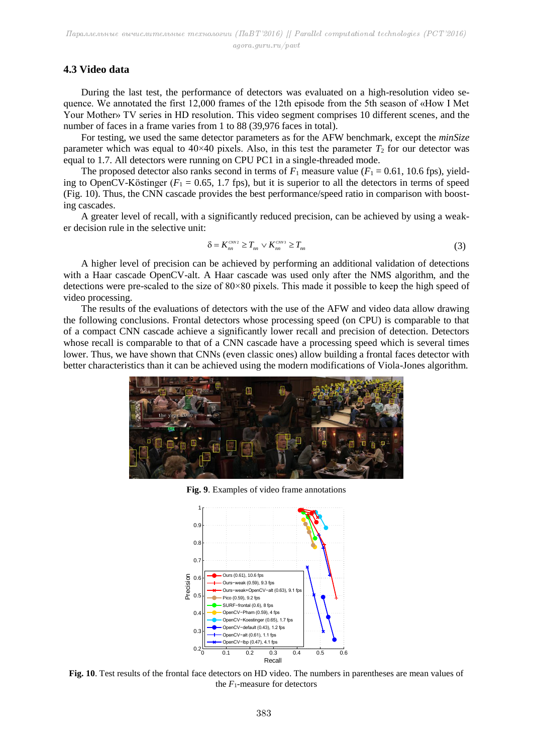### 4.3 Video data

During the last test, the performance of detectors was evaluated on a high-resolution video sequence. We annotated the first 12,000 frames of the 12th episode from the 5th season of «How I Met Your Mother» TV series in HD resolution. This video segment comprises 10 different scenes, and the number of faces in a frame varies from 1 to 88 (39,976 faces in total).

For testing, we used the same detector parameters as for the AFW benchmark, except the *minSize* parameter which was equal to 40×40 pixels. Also, in this test the parameter $T_2$ for our detector was equal to 1.7. All detectors were running on CPU PC1 in a single-threaded mode.

The proposed detector also ranks second in terms of $F_1$ measure value ($F_1 = 0.61$, 10.6 fps), yielding to OpenCV-Köstinger ($F_1 = 0.65$, 1.7 fps), but it is superior to all the detectors in terms of speed (Fig. 10). Thus, the CNN cascade provides the best performance/speed ratio in comparison with boosting cascades.

A greater level of recall, with a significantly reduced precision, can be achieved by using a weaker decision rule in the selective unit:

$$\delta = K_{nn}^{CNN2} \geq T_{nn} \vee K_{nn}^{CNN3} \geq T_{nn} \tag{3}$$

A higher level of precision can be achieved by performing an additional validation of detections with a Haar cascade OpenCV-alt. A Haar cascade was used only after the NMS algorithm, and the detections were pre-scaled to the size of 80×80 pixels. This made it possible to keep the high speed of video processing.

The results of the evaluations of detectors with the use of the AFW and video data allow drawing the following conclusions. Frontal detectors whose processing speed (on CPU) is comparable to that of a compact CNN cascade achieve a significantly lower recall and precision of detection. Detectors whose recall is comparable to that of a CNN cascade have a processing speed which is several times lower. Thus, we have shown that CNNs (even classic ones) allow building a frontal faces detector with better characteristics than it can be achieved using the modern modifications of Viola-Jones algorithm.

**Fig. 9**. Examples of video frame annotations

**Fig. 10**. Test results of the frontal face detectors on HD video. The numbers in parentheses are mean values of the $F_1$-measure for detectors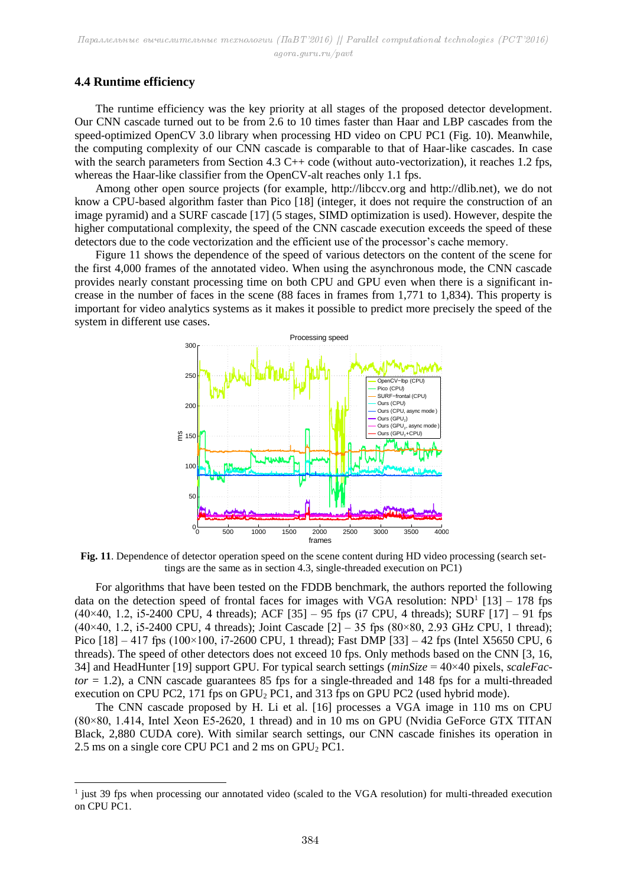### 4.4 Runtime efficiency

The runtime efficiency was the key priority at all stages of the proposed detector development. Our CNN cascade turned out to be from 2.6 to 10 times faster than Haar and LBP cascades from the speed-optimized OpenCV 3.0 library when processing HD video on CPU PC1 (Fig. 10). Meanwhile, the computing complexity of our CNN cascade is comparable to that of Haar-like cascades. In case with the search parameters from Section 4.3 C++ code (without auto-vectorization), it reaches 1.2 fps, whereas the Haar-like classifier from the OpenCV-alt reaches only 1.1 fps.

Among other open source projects (for example, http://libccv.org and http://dlib.net), we do not know a CPU-based algorithm faster than Pico [18] (integer, it does not require the construction of an image pyramid) and a SURF cascade [17] (5 stages, SIMD optimization is used). However, despite the higher computational complexity, the speed of the CNN cascade execution exceeds the speed of these detectors due to the code vectorization and the efficient use of the processor's cache memory.

Figure 11 shows the dependence of the speed of various detectors on the content of the scene for the first 4,000 frames of the annotated video. When using the asynchronous mode, the CNN cascade provides nearly constant processing time on both CPU and GPU even when there is a significant increase in the number of faces in the scene (88 faces in frames from 1,771 to 1,834). This property is important for video analytics systems as it makes it possible to predict more precisely the speed of the system in different use cases.

**Fig. 11**. Dependence of detector operation speed on the scene content during HD video processing (search settings are the same as in section 4.3, single-threaded execution on PC1)

For algorithms that have been tested on the FDDB benchmark, the authors reported the following data on the detection speed of frontal faces for images with VGA resolution: NPD[1] [13] – 178 fps (40×40, 1.2, i5-2400 CPU, 4 threads); ACF [35] – 95 fps (i7 CPU, 4 threads); SURF [17] – 91 fps (40×40, 1.2, i5-2400 CPU, 4 threads); Joint Cascade [2] – 35 fps (80×80, 2.93 GHz CPU, 1 thread); Pico [18] – 417 fps (100×100, i7-2600 CPU, 1 thread); Fast DMP [33] – 42 fps (Intel X5650 CPU, 6 threads). The speed of other detectors does not exceed 10 fps. Only methods based on the CNN [3, 16, 34] and HeadHunter [19] support GPU. For typical search settings (*minSize* = 40×40 pixels, *scaleFactor* = 1.2), a CNN cascade guarantees 85 fps for a single-threaded and 148 fps for a multi-threaded execution on CPU PC2, 171 fps on $GPU_2$ PC1, and 313 fps on GPU PC2 (used hybrid mode).

The CNN cascade proposed by H. Li et al. [16] processes a VGA image in 110 ms on CPU (80×80, 1.414, Intel Xeon E5-2620, 1 thread) and in 10 ms on GPU (Nvidia GeForce GTX TITAN Black, 2,880 CUDA core). With similar search settings, our CNN cascade finishes its operation in 2.5 ms on a single core CPU PC1 and 2 ms on $GPU_2$ PC1.

[1] just 39 fps when processing our annotated video (scaled to the VGA resolution) for multi-threaded execution on CPU PC1.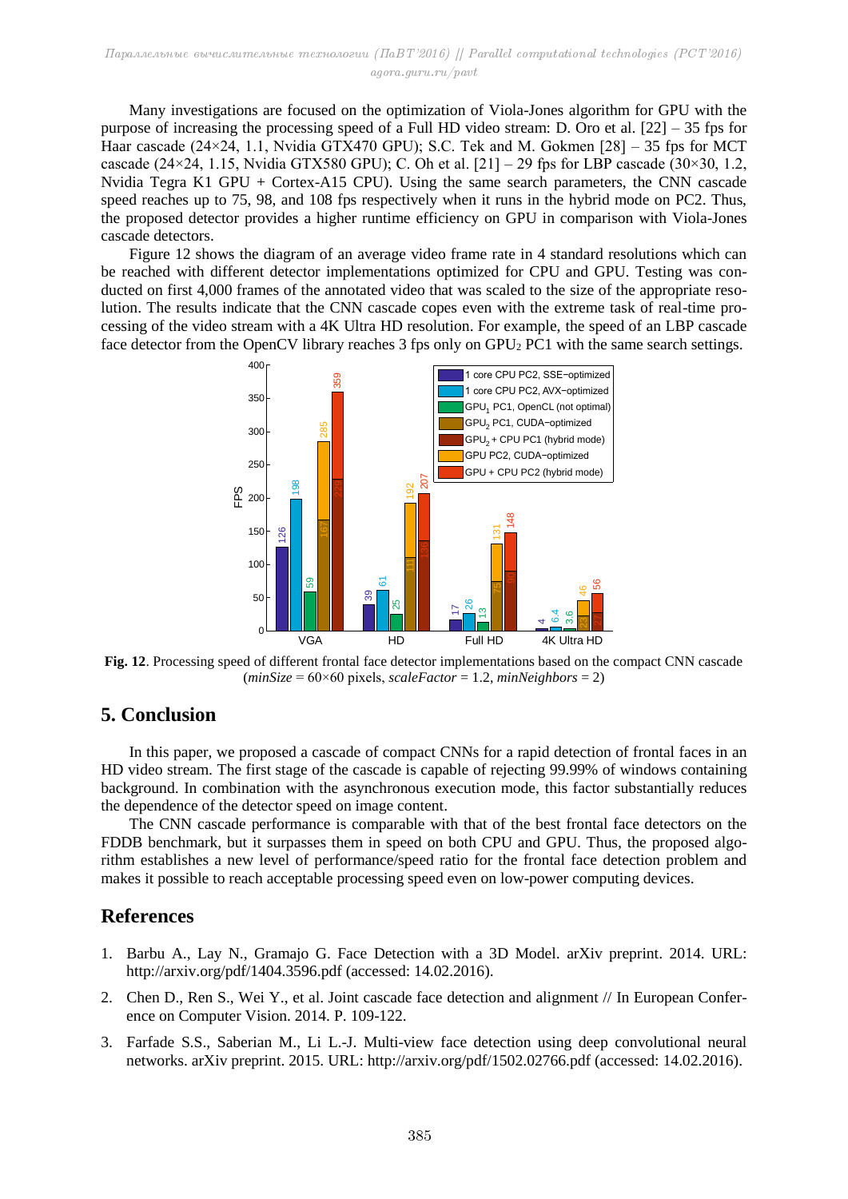Many investigations are focused on the optimization of Viola-Jones algorithm for GPU with the purpose of increasing the processing speed of a Full HD video stream: D. Oro et al. [22] – 35 fps for Haar cascade (24×24, 1.1, Nvidia GTX470 GPU); S.C. Tek and M. Gokmen [28] – 35 fps for MCT cascade (24×24, 1.15, Nvidia GTX580 GPU); C. Oh et al. [21] – 29 fps for LBP cascade (30×30, 1.2, Nvidia Tegra K1 GPU + Cortex-A15 CPU). Using the same search parameters, the CNN cascade speed reaches up to 75, 98, and 108 fps respectively when it runs in the hybrid mode on PC2. Thus, the proposed detector provides a higher runtime efficiency on GPU in comparison with Viola-Jones cascade detectors.

Figure 12 shows the diagram of an average video frame rate in 4 standard resolutions which can be reached with different detector implementations optimized for CPU and GPU. Testing was conducted on first 4,000 frames of the annotated video that was scaled to the size of the appropriate resolution. The results indicate that the CNN cascade copes even with the extreme task of real-time processing of the video stream with a 4K Ultra HD resolution. For example, the speed of an LBP cascade face detector from the OpenCV library reaches 3 fps only on $GPU_2$ PC1 with the same search settings.

| | VGA | HD | Full HD | 4K Ultra HD |
|---|---|---|---|---|
| 1 core CPU PC2, SSE−optimized | 126 | 39 | 17 | 4 |
| 1 core CPU PC2, AVX−optimized | 198 | 61 | 26 | 6.4 |
| $GPU_1$ PC1, OpenCL (not optimal) | 59 | 25 | 13 | 3.6 |
| $GPU_2$ PC1, CUDA−optimized | 167 | 111 | 75 | 23 |
| $GPU_2$ + CPU PC1 (hybrid mode) | 229 | 136 | 90 | 27 |
| GPU PC2, CUDA−optimized | 285 | 192 | 131 | 46 |
| GPU + CPU PC2 (hybrid mode) | 359 | 207 | 148 | 56 |

**Fig. 12**. Processing speed of different frontal face detector implementations based on the compact CNN cascade (*minSize* = 60×60 pixels, *scaleFactor* = 1.2, *minNeighbors* = 2)

## 5. Conclusion

In this paper, we proposed a cascade of compact CNNs for a rapid detection of frontal faces in an HD video stream. The first stage of the cascade is capable of rejecting 99.99% of windows containing background. In combination with the asynchronous execution mode, this factor substantially reduces the dependence of the detector speed on image content.

The CNN cascade performance is comparable with that of the best frontal face detectors on the FDDB benchmark, but it surpasses them in speed on both CPU and GPU. Thus, the proposed algorithm establishes a new level of performance/speed ratio for the frontal face detection problem and makes it possible to reach acceptable processing speed even on low-power computing devices.

## References

1. Barbu A., Lay N., Gramajo G. Face Detection with a 3D Model. arXiv preprint. 2014. URL: http://arxiv.org/pdf/1404.3596.pdf (accessed: 14.02.2016).
2. Chen D., Ren S., Wei Y., et al. Joint cascade face detection and alignment // In European Conference on Computer Vision. 2014. P. 109-122.
3. Farfade S.S., Saberian M., Li L.-J. Multi-view face detection using deep convolutional neural networks. arXiv preprint. 2015. URL: http://arxiv.org/pdf/1502.02766.pdf (accessed: 14.02.2016).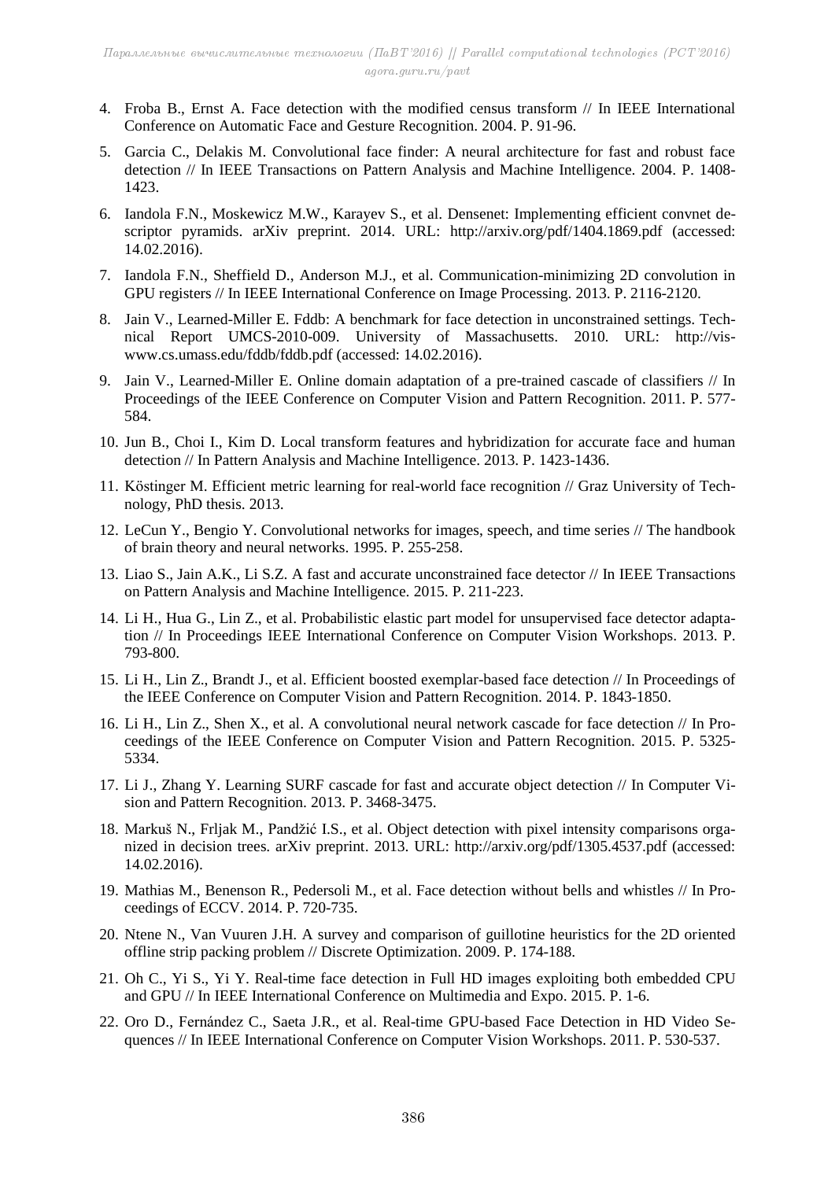4. Froba B., Ernst A. Face detection with the modified census transform // In IEEE International Conference on Automatic Face and Gesture Recognition. 2004. P. 91-96.

5. Garcia C., Delakis M. Convolutional face finder: A neural architecture for fast and robust face detection // In IEEE Transactions on Pattern Analysis and Machine Intelligence. 2004. P. 1408-1423.

6. Iandola F.N., Moskewicz M.W., Karayev S., et al. Densenet: Implementing efficient convnet descriptor pyramids. arXiv preprint. 2014. URL: http://arxiv.org/pdf/1404.1869.pdf (accessed: 14.02.2016).

7. Iandola F.N., Sheffield D., Anderson M.J., et al. Communication-minimizing 2D convolution in GPU registers // In IEEE International Conference on Image Processing. 2013. P. 2116-2120.

8. Jain V., Learned-Miller E. Fddb: A benchmark for face detection in unconstrained settings. Technical Report UMCS-2010-009. University of Massachusetts. 2010. URL: http://vis-www.cs.umass.edu/fddb/fddb.pdf (accessed: 14.02.2016).

9. Jain V., Learned-Miller E. Online domain adaptation of a pre-trained cascade of classifiers // In Proceedings of the IEEE Conference on Computer Vision and Pattern Recognition. 2011. P. 577-584.

10. Jun B., Choi I., Kim D. Local transform features and hybridization for accurate face and human detection // In Pattern Analysis and Machine Intelligence. 2013. P. 1423-1436.

11. Köstinger M. Efficient metric learning for real-world face recognition // Graz University of Technology, PhD thesis. 2013.

12. LeCun Y., Bengio Y. Convolutional networks for images, speech, and time series // The handbook of brain theory and neural networks. 1995. P. 255-258.

13. Liao S., Jain A.K., Li S.Z. A fast and accurate unconstrained face detector // In IEEE Transactions on Pattern Analysis and Machine Intelligence. 2015. P. 211-223.

14. Li H., Hua G., Lin Z., et al. Probabilistic elastic part model for unsupervised face detector adaptation // In Proceedings IEEE International Conference on Computer Vision Workshops. 2013. P. 793-800.

15. Li H., Lin Z., Brandt J., et al. Efficient boosted exemplar-based face detection // In Proceedings of the IEEE Conference on Computer Vision and Pattern Recognition. 2014. P. 1843-1850.

16. Li H., Lin Z., Shen X., et al. A convolutional neural network cascade for face detection // In Proceedings of the IEEE Conference on Computer Vision and Pattern Recognition. 2015. P. 5325-5334.

17. Li J., Zhang Y. Learning SURF cascade for fast and accurate object detection // In Computer Vision and Pattern Recognition. 2013. P. 3468-3475.

18. Markuš N., Frljak M., Pandžić I.S., et al. Object detection with pixel intensity comparisons organized in decision trees. arXiv preprint. 2013. URL: http://arxiv.org/pdf/1305.4537.pdf (accessed: 14.02.2016).

19. Mathias M., Benenson R., Pedersoli M., et al. Face detection without bells and whistles // In Proceedings of ECCV. 2014. P. 720-735.

20. Ntene N., Van Vuuren J.H. A survey and comparison of guillotine heuristics for the 2D oriented offline strip packing problem // Discrete Optimization. 2009. P. 174-188.

21. Oh C., Yi S., Yi Y. Real-time face detection in Full HD images exploiting both embedded CPU and GPU // In IEEE International Conference on Multimedia and Expo. 2015. P. 1-6.

22. Oro D., Fernández C., Saeta J.R., et al. Real-time GPU-based Face Detection in HD Video Sequences // In IEEE International Conference on Computer Vision Workshops. 2011. P. 530-537.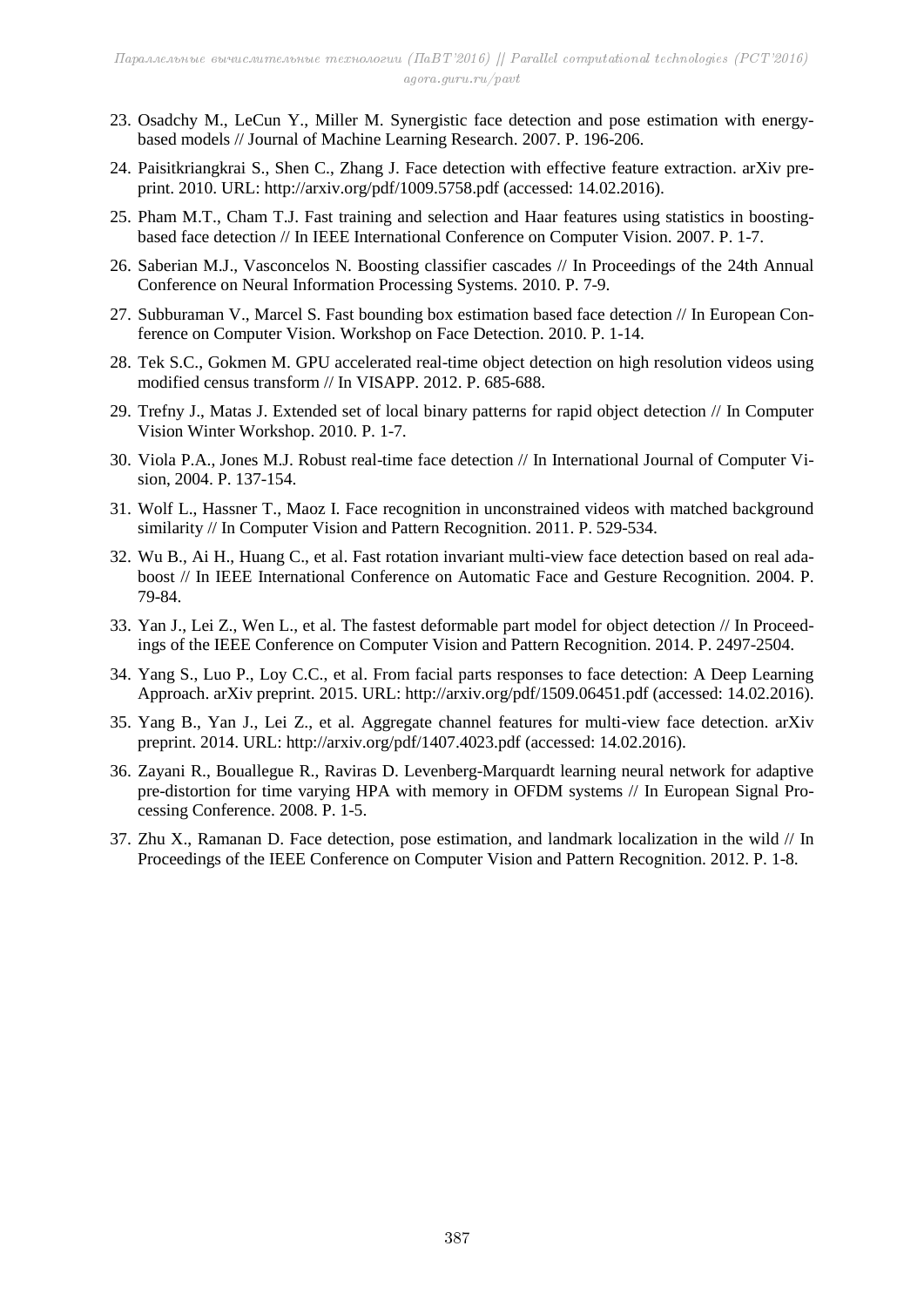23. Osadchy M., LeCun Y., Miller M. Synergistic face detection and pose estimation with energy-based models // Journal of Machine Learning Research. 2007. P. 196-206.
24. Paisitkriangkrai S., Shen C., Zhang J. Face detection with effective feature extraction. arXiv preprint. 2010. URL: http://arxiv.org/pdf/1009.5758.pdf (accessed: 14.02.2016).
25. Pham M.T., Cham T.J. Fast training and selection and Haar features using statistics in boosting-based face detection // In IEEE International Conference on Computer Vision. 2007. P. 1-7.
26. Saberian M.J., Vasconcelos N. Boosting classifier cascades // In Proceedings of the 24th Annual Conference on Neural Information Processing Systems. 2010. P. 7-9.
27. Subburaman V., Marcel S. Fast bounding box estimation based face detection // In European Conference on Computer Vision. Workshop on Face Detection. 2010. P. 1-14.
28. Tek S.C., Gokmen M. GPU accelerated real-time object detection on high resolution videos using modified census transform // In VISAPP. 2012. P. 685-688.
29. Trefny J., Matas J. Extended set of local binary patterns for rapid object detection // In Computer Vision Winter Workshop. 2010. P. 1-7.
30. Viola P.A., Jones M.J. Robust real-time face detection // In International Journal of Computer Vision, 2004. P. 137-154.
31. Wolf L., Hassner T., Maoz I. Face recognition in unconstrained videos with matched background similarity // In Computer Vision and Pattern Recognition. 2011. P. 529-534.
32. Wu B., Ai H., Huang C., et al. Fast rotation invariant multi-view face detection based on real adaboost // In IEEE International Conference on Automatic Face and Gesture Recognition. 2004. P. 79-84.
33. Yan J., Lei Z., Wen L., et al. The fastest deformable part model for object detection // In Proceedings of the IEEE Conference on Computer Vision and Pattern Recognition. 2014. P. 2497-2504.
34. Yang S., Luo P., Loy C.C., et al. From facial parts responses to face detection: A Deep Learning Approach. arXiv preprint. 2015. URL: http://arxiv.org/pdf/1509.06451.pdf (accessed: 14.02.2016).
35. Yang B., Yan J., Lei Z., et al. Aggregate channel features for multi-view face detection. arXiv preprint. 2014. URL: http://arxiv.org/pdf/1407.4023.pdf (accessed: 14.02.2016).
36. Zayani R., Bouallegue R., Raviras D. Levenberg-Marquardt learning neural network for adaptive pre-distortion for time varying HPA with memory in OFDM systems // In European Signal Processing Conference. 2008. P. 1-5.
37. Zhu X., Ramanan D. Face detection, pose estimation, and landmark localization in the wild // In Proceedings of the IEEE Conference on Computer Vision and Pattern Recognition. 2012. P. 1-8.